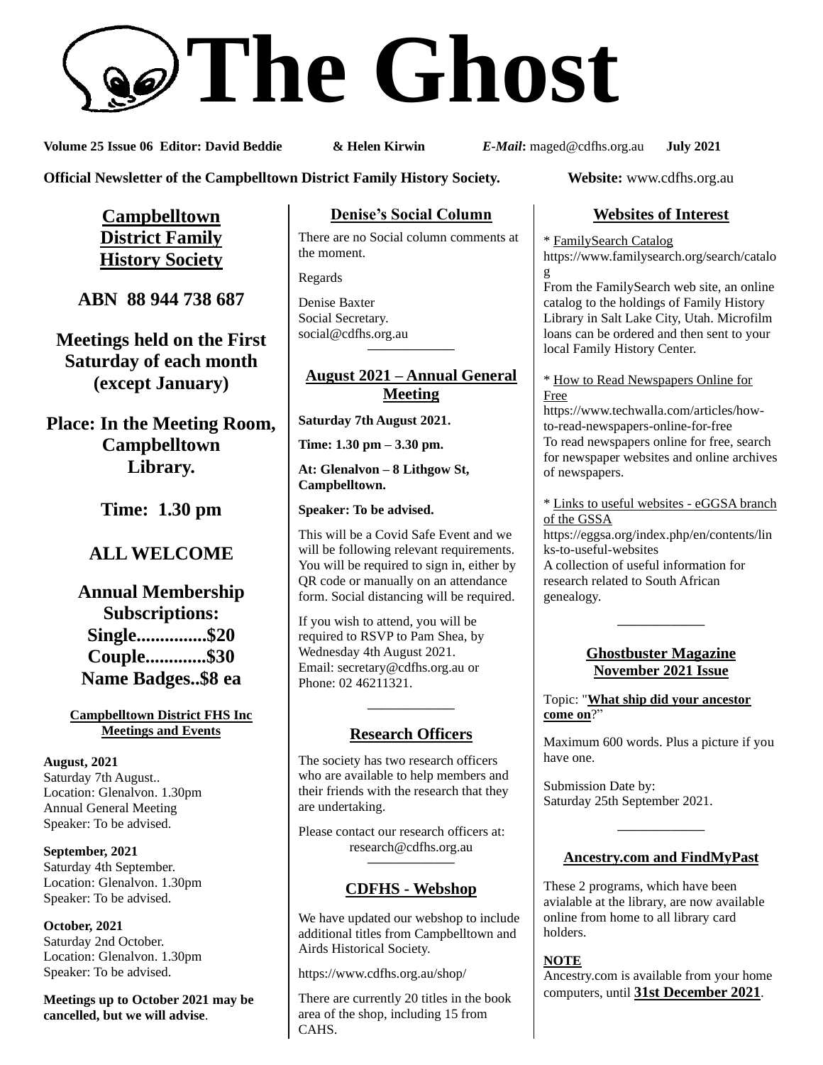# The Ghost

**Volume 25 Issue 06 Editor: David Beddie & Helen Kirwin** ***E-Mail*****:** maged@cdfhs.org.au **July 2021**

**Official Newsletter of the Campbelltown District Family History Society.** **Website:** www.cdfhs.org.au

## Campbelltown District Family History Society

**ABN 88 944 738 687**

**Meetings held on the First Saturday of each month (except January)**

**Place: In the Meeting Room, Campbelltown Library.**

**Time: 1.30 pm**

**ALL WELCOME**

**Annual Membership Subscriptions:**
**Single...............$20**
**Couple.............$30**
**Name Badges..$8 ea**

### Campbelltown District FHS Inc Meetings and Events

**August, 2021**
Saturday 7th August..
Location: Glenalvon. 1.30pm
Annual General Meeting
Speaker: To be advised.

**September, 2021**
Saturday 4th September.
Location: Glenalvon. 1.30pm
Speaker: To be advised.

**October, 2021**
Saturday 2nd October.
Location: Glenalvon. 1.30pm
Speaker: To be advised.

**Meetings up to October 2021 may be cancelled, but we will advise**.

## Denise's Social Column

There are no Social column comments at the moment.

Regards

Denise Baxter
Social Secretary.
social@cdfhs.org.au

## August 2021 – Annual General Meeting

**Saturday 7th August 2021.**

**Time: 1.30 pm – 3.30 pm.**

**At: Glenalvon – 8 Lithgow St, Campbelltown.**

**Speaker: To be advised.**

This will be a Covid Safe Event and we will be following relevant requirements. You will be required to sign in, either by QR code or manually on an attendance form. Social distancing will be required.

If you wish to attend, you will be required to RSVP to Pam Shea, by Wednesday 4th August 2021.
Email: secretary@cdfhs.org.au or Phone: 02 46211321.

## Research Officers

The society has two research officers who are available to help members and their friends with the research that they are undertaking.

Please contact our research officers at:
research@cdfhs.org.au

## CDFHS - Webshop

We have updated our webshop to include additional titles from Campbelltown and Airds Historical Society.

https://www.cdfhs.org.au/shop/

There are currently 20 titles in the book area of the shop, including 15 from CAHS.

## Websites of Interest

\* FamilySearch Catalog
https://www.familysearch.org/search/catalog
From the FamilySearch web site, an online catalog to the holdings of Family History Library in Salt Lake City, Utah. Microfilm loans can be ordered and then sent to your local Family History Center.

\* How to Read Newspapers Online for Free
https://www.techwalla.com/articles/how-to-read-newspapers-online-for-free
To read newspapers online for free, search for newspaper websites and online archives of newspapers.

\* Links to useful websites - eGGSA branch of the GSSA
https://eggsa.org/index.php/en/contents/links-to-useful-websites
A collection of useful information for research related to South African genealogy.

## Ghostbuster Magazine November 2021 Issue

Topic: "**What ship did your ancestor come on**?"

Maximum 600 words. Plus a picture if you have one.

Submission Date by:
Saturday 25th September 2021.

## Ancestry.com and FindMyPast

These 2 programs, which have been avialable at the library, are now available online from home to all library card holders.

**NOTE**
Ancestry.com is available from your home computers, until **31st December 2021**.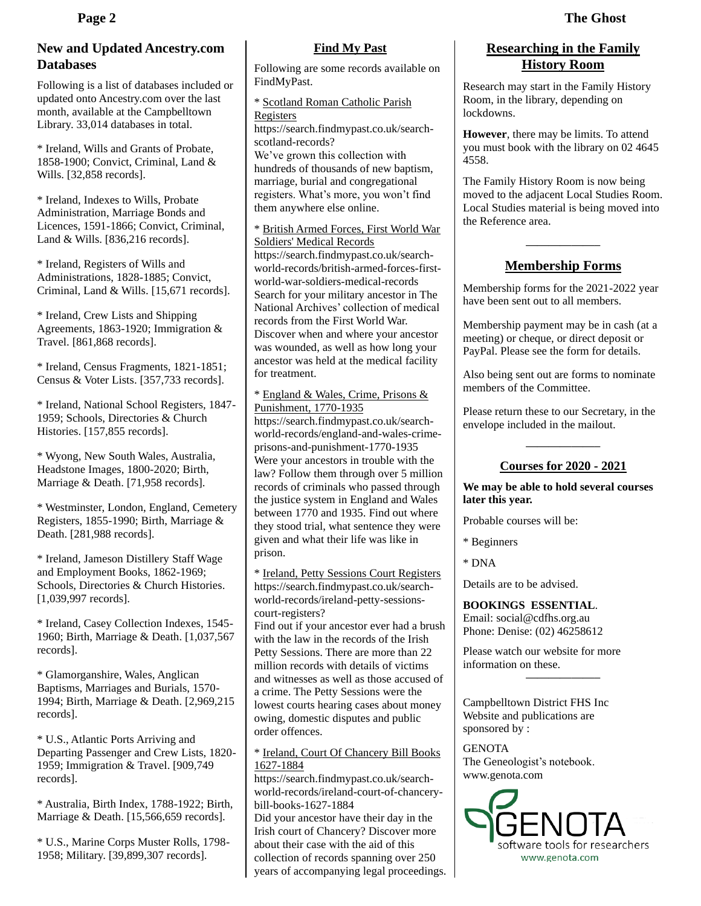## New and Updated Ancestry.com Databases

Following is a list of databases included or updated onto Ancestry.com over the last month, available at the Campbelltown Library. 33,014 databases in total.

* Ireland, Wills and Grants of Probate, 1858-1900; Convict, Criminal, Land & Wills. [32,858 records].

* Ireland, Indexes to Wills, Probate Administration, Marriage Bonds and Licences, 1591-1866; Convict, Criminal, Land & Wills. [836,216 records].

* Ireland, Registers of Wills and Administrations, 1828-1885; Convict, Criminal, Land & Wills. [15,671 records].

* Ireland, Crew Lists and Shipping Agreements, 1863-1920; Immigration & Travel. [861,868 records].

* Ireland, Census Fragments, 1821-1851; Census & Voter Lists. [357,733 records].

* Ireland, National School Registers, 1847-1959; Schools, Directories & Church Histories. [157,855 records].

* Wyong, New South Wales, Australia, Headstone Images, 1800-2020; Birth, Marriage & Death. [71,958 records].

* Westminster, London, England, Cemetery Registers, 1855-1990; Birth, Marriage & Death. [281,988 records].

* Ireland, Jameson Distillery Staff Wage and Employment Books, 1862-1969; Schools, Directories & Church Histories. [1,039,997 records].

* Ireland, Casey Collection Indexes, 1545-1960; Birth, Marriage & Death. [1,037,567 records].

* Glamorganshire, Wales, Anglican Baptisms, Marriages and Burials, 1570-1994; Birth, Marriage & Death. [2,969,215 records].

* U.S., Atlantic Ports Arriving and Departing Passenger and Crew Lists, 1820-1959; Immigration & Travel. [909,749 records].

* Australia, Birth Index, 1788-1922; Birth, Marriage & Death. [15,566,659 records].

* U.S., Marine Corps Muster Rolls, 1798-1958; Military. [39,899,307 records].

## Find My Past

Following are some records available on FindMyPast.

* Scotland Roman Catholic Parish Registers
https://search.findmypast.co.uk/search-scotland-records?
We've grown this collection with hundreds of thousands of new baptism, marriage, burial and congregational registers. What's more, you won't find them anywhere else online.

* British Armed Forces, First World War Soldiers' Medical Records
https://search.findmypast.co.uk/search-world-records/british-armed-forces-first-world-war-soldiers-medical-records
Search for your military ancestor in The National Archives' collection of medical records from the First World War. Discover when and where your ancestor was wounded, as well as how long your ancestor was held at the medical facility for treatment.

* England & Wales, Crime, Prisons & Punishment, 1770-1935
https://search.findmypast.co.uk/search-world-records/england-and-wales-crime-prisons-and-punishment-1770-1935
Were your ancestors in trouble with the law? Follow them through over 5 million records of criminals who passed through the justice system in England and Wales between 1770 and 1935. Find out where they stood trial, what sentence they were given and what their life was like in prison.

* Ireland, Petty Sessions Court Registers
https://search.findmypast.co.uk/search-world-records/ireland-petty-sessions-court-registers?
Find out if your ancestor ever had a brush with the law in the records of the Irish Petty Sessions. There are more than 22 million records with details of victims and witnesses as well as those accused of a crime. The Petty Sessions were the lowest courts hearing cases about money owing, domestic disputes and public order offences.

* Ireland, Court Of Chancery Bill Books 1627-1884
https://search.findmypast.co.uk/search-world-records/ireland-court-of-chancery-bill-books-1627-1884
Did your ancestor have their day in the Irish court of Chancery? Discover more about their case with the aid of this collection of records spanning over 250 years of accompanying legal proceedings.

## Researching in the Family History Room

Research may start in the Family History Room, in the library, depending on lockdowns.

**However**, there may be limits. To attend you must book with the library on 02 4645 4558.

The Family History Room is now being moved to the adjacent Local Studies Room. Local Studies material is being moved into the Reference area.

## Membership Forms

Membership forms for the 2021-2022 year have been sent out to all members.

Membership payment may be in cash (at a meeting) or cheque, or direct deposit or PayPal. Please see the form for details.

Also being sent out are forms to nominate members of the Committee.

Please return these to our Secretary, in the envelope included in the mailout.

## Courses for 2020 - 2021

**We may be able to hold several courses later this year.**

Probable courses will be:

* Beginners

* DNA

Details are to be advised.

**BOOKINGS ESSENTIAL**.
Email: social@cdfhs.org.au
Phone: Denise: (02) 46258612

Please watch our website for more information on these.

---

Campbelltown District FHS Inc Website and publications are sponsored by :

GENOTA
The Geneologist's notebook.
www.genota.com

GENOTA
software tools for researchers
www.genota.com